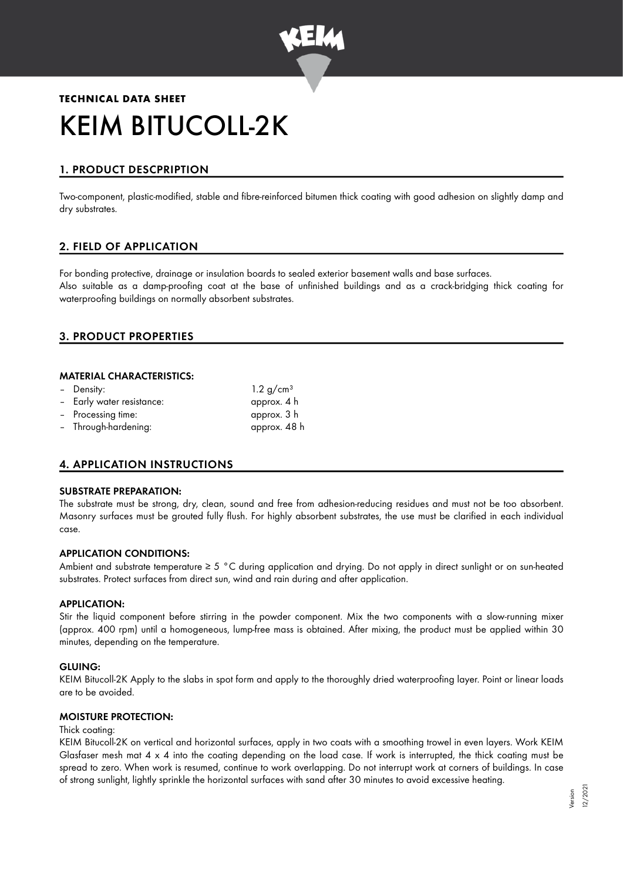**TECHNICAL DATA SHEET**

# KEIM BITUCOLL-2K

## 1. PRODUCT DESCPRIPTION

Two-component, plastic-modified, stable and fibre-reinforced bitumen thick coating with good adhesion on slightly damp and dry substrates.

## 2. FIELD OF APPLICATION

For bonding protective, drainage or insulation boards to sealed exterior basement walls and base surfaces.
Also suitable as a damp-proofing coat at the base of unfinished buildings and as a crack-bridging thick coating for waterproofing buildings on normally absorbent substrates.

## 3. PRODUCT PROPERTIES

#### MATERIAL CHARACTERISTICS:

- Density: 1.2 g/cm³
- Early water resistance: approx. 4 h
- Processing time: approx. 3 h
- Through-hardening: approx. 48 h

## 4. APPLICATION INSTRUCTIONS

#### SUBSTRATE PREPARATION:

The substrate must be strong, dry, clean, sound and free from adhesion-reducing residues and must not be too absorbent. Masonry surfaces must be grouted fully flush. For highly absorbent substrates, the use must be clarified in each individual case.

#### APPLICATION CONDITIONS:

Ambient and substrate temperature ≥ 5 °C during application and drying. Do not apply in direct sunlight or on sun-heated substrates. Protect surfaces from direct sun, wind and rain during and after application.

#### APPLICATION:

Stir the liquid component before stirring in the powder component. Mix the two components with a slow-running mixer (approx. 400 rpm) until a homogeneous, lump-free mass is obtained. After mixing, the product must be applied within 30 minutes, depending on the temperature.

#### GLUING:

KEIM Bitucoll-2K Apply to the slabs in spot form and apply to the thoroughly dried waterproofing layer. Point or linear loads are to be avoided.

#### MOISTURE PROTECTION:

Thick coating:

KEIM Bitucoll-2K on vertical and horizontal surfaces, apply in two coats with a smoothing trowel in even layers. Work KEIM Glasfaser mesh mat 4 x 4 into the coating depending on the load case. If work is interrupted, the thick coating must be spread to zero. When work is resumed, continue to work overlapping. Do not interrupt work at corners of buildings. In case of strong sunlight, lightly sprinkle the horizontal surfaces with sand after 30 minutes to avoid excessive heating.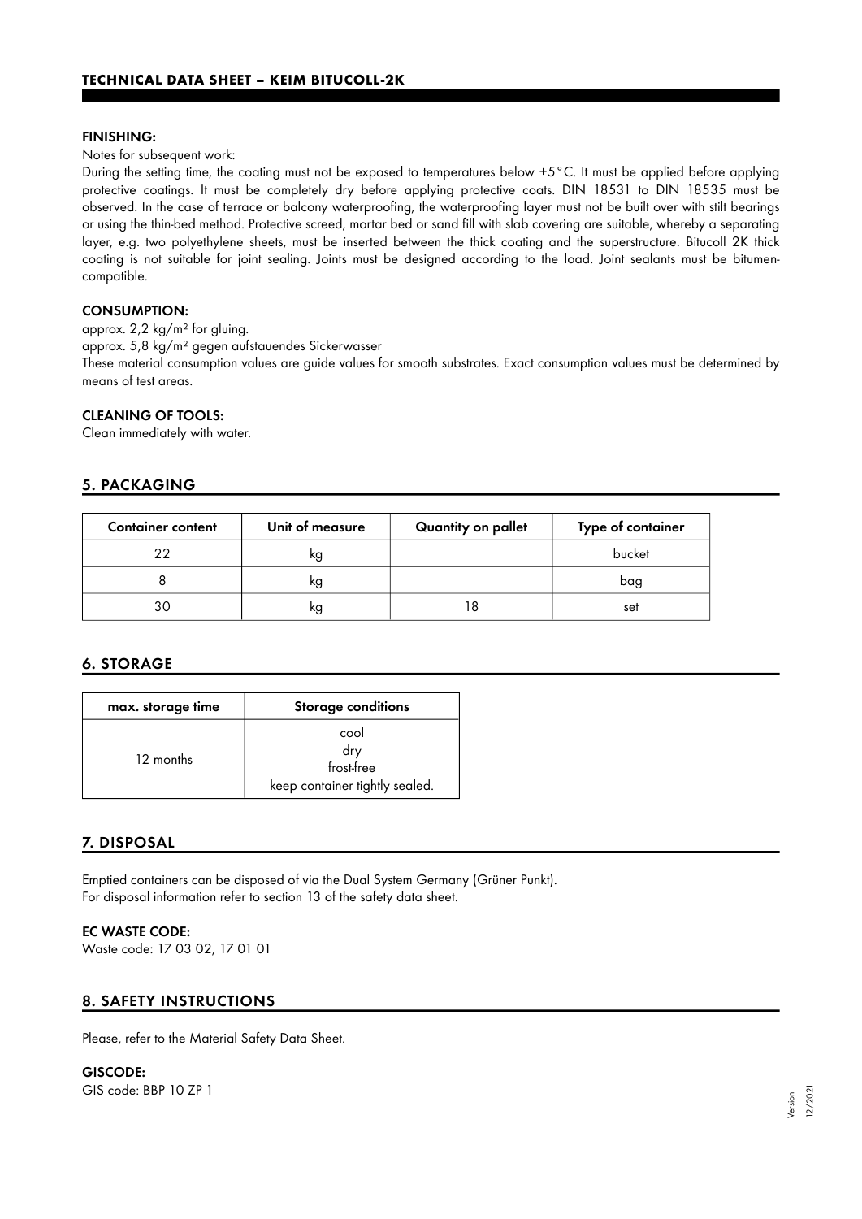#### FINISHING:

Notes for subsequent work:

During the setting time, the coating must not be exposed to temperatures below +5°C. It must be applied before applying protective coatings. It must be completely dry before applying protective coats. DIN 18531 to DIN 18535 must be observed. In the case of terrace or balcony waterproofing, the waterproofing layer must not be built over with stilt bearings or using the thin-bed method. Protective screed, mortar bed or sand fill with slab covering are suitable, whereby a separating layer, e.g. two polyethylene sheets, must be inserted between the thick coating and the superstructure. Bitucoll 2K thick coating is not suitable for joint sealing. Joints must be designed according to the load. Joint sealants must be bitumen-compatible.

#### CONSUMPTION:

approx. 2,2 kg/m² for gluing.

approx. 5,8 kg/m² gegen aufstauendes Sickerwasser

These material consumption values are guide values for smooth substrates. Exact consumption values must be determined by means of test areas.

#### CLEANING OF TOOLS:

Clean immediately with water.

## 5. PACKAGING

| Container content | Unit of measure | Quantity on pallet | Type of container |
|---|---|---|---|
| 22 | kg | | bucket |
| 8 | kg | | bag |
| 30 | kg | 18 | set |

## 6. STORAGE

| max. storage time | Storage conditions |
|---|---|
| 12 months | cool<br>dry<br>frost-free<br>keep container tightly sealed. |

## 7. DISPOSAL

Emptied containers can be disposed of via the Dual System Germany (Grüner Punkt).
For disposal information refer to section 13 of the safety data sheet.

#### EC WASTE CODE:

Waste code: 17 03 02, 17 01 01

## 8. SAFETY INSTRUCTIONS

Please, refer to the Material Safety Data Sheet.

#### GISCODE:

GIS code: BBP 10 ZP 1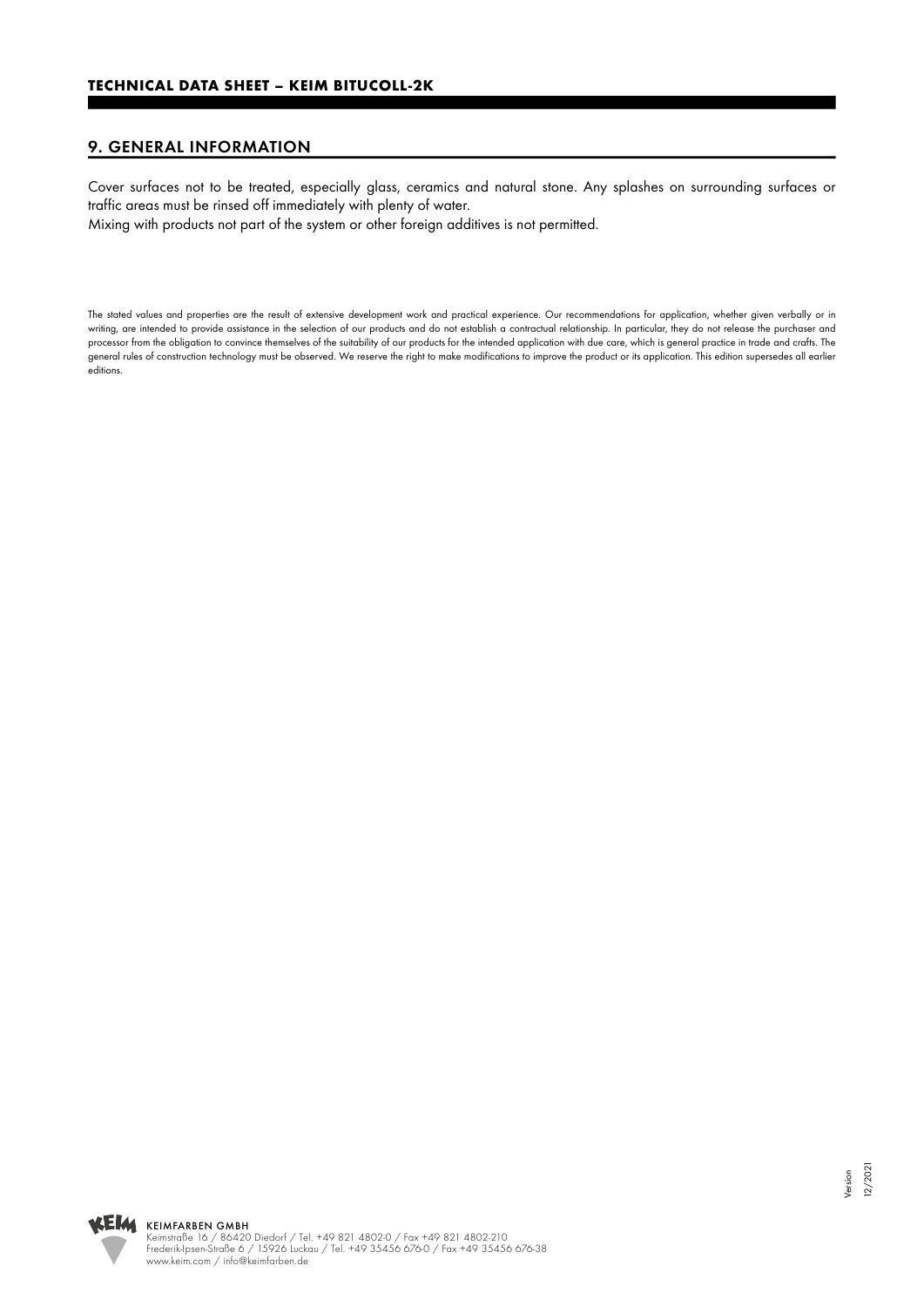## 9. GENERAL INFORMATION

Cover surfaces not to be treated, especially glass, ceramics and natural stone. Any splashes on surrounding surfaces or traffic areas must be rinsed off immediately with plenty of water.
Mixing with products not part of the system or other foreign additives is not permitted.

The stated values and properties are the result of extensive development work and practical experience. Our recommendations for application, whether given verbally or in writing, are intended to provide assistance in the selection of our products and do not establish a contractual relationship. In particular, they do not release the purchaser and processor from the obligation to convince themselves of the suitability of our products for the intended application with due care, which is general practice in trade and crafts. The general rules of construction technology must be observed. We reserve the right to make modifications to improve the product or its application. This edition supersedes all earlier editions.

KEIMFARBEN GMBH
Keimstraße 16 / 86420 Diedorf / Tel. +49 821 4802-0 / Fax +49 821 4802-210
Frederik-Ipsen-Straße 6 / 15926 Luckau / Tel. +49 35456 676-0 / Fax +49 35456 676-38
www.keim.com / info@keimfarben.de

Version 12/2021